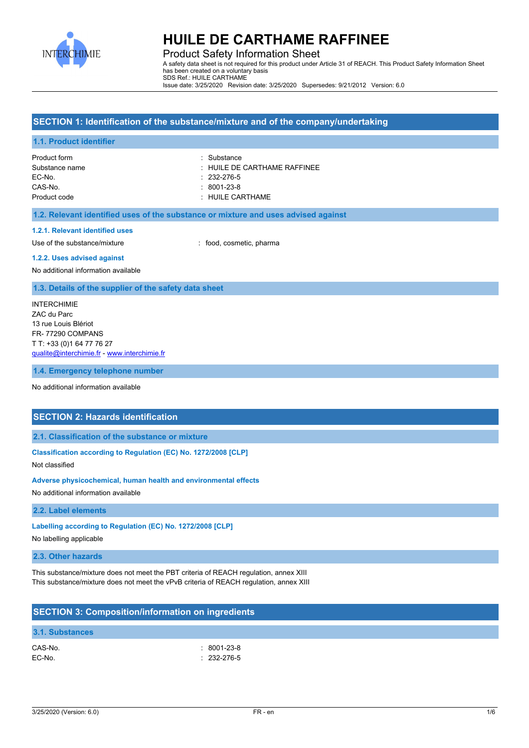# HUILE DE CARTHAME RAFFINEE

Product Safety Information Sheet

A safety data sheet is not required for this product under Article 31 of REACH. This Product Safety Information Sheet has been created on a voluntary basis

SDS Ref.: HUILE CARTHAME

Issue date: 3/25/2020 Revision date: 3/25/2020 Supersedes: 9/21/2012 Version: 6.0

## SECTION 1: Identification of the substance/mixture and of the company/undertaking

### 1.1. Product identifier

| | |
|---|---|
| Product form | : Substance |
| Substance name | : HUILE DE CARTHAME RAFFINEE |
| EC-No. | : 232-276-5 |
| CAS-No. | : 8001-23-8 |
| Product code | : HUILE CARTHAME |

### 1.2. Relevant identified uses of the substance or mixture and uses advised against

#### 1.2.1. Relevant identified uses

Use of the substance/mixture : food, cosmetic, pharma

#### 1.2.2. Uses advised against

No additional information available

### 1.3. Details of the supplier of the safety data sheet

INTERCHIMIE
ZAC du Parc
13 rue Louis Blériot
FR- 77290 COMPANS
T T: +33 (0)1 64 77 76 27
qualite@interchimie.fr - www.interchimie.fr

### 1.4. Emergency telephone number

No additional information available

## SECTION 2: Hazards identification

### 2.1. Classification of the substance or mixture

#### Classification according to Regulation (EC) No. 1272/2008 [CLP]

Not classified

#### Adverse physicochemical, human health and environmental effects

No additional information available

### 2.2. Label elements

#### Labelling according to Regulation (EC) No. 1272/2008 [CLP]

No labelling applicable

### 2.3. Other hazards

This substance/mixture does not meet the PBT criteria of REACH regulation, annex XIII
This substance/mixture does not meet the vPvB criteria of REACH regulation, annex XIII

## SECTION 3: Composition/information on ingredients

### 3.1. Substances

| | |
|---|---|
| CAS-No. | : 8001-23-8 |
| EC-No. | : 232-276-5 |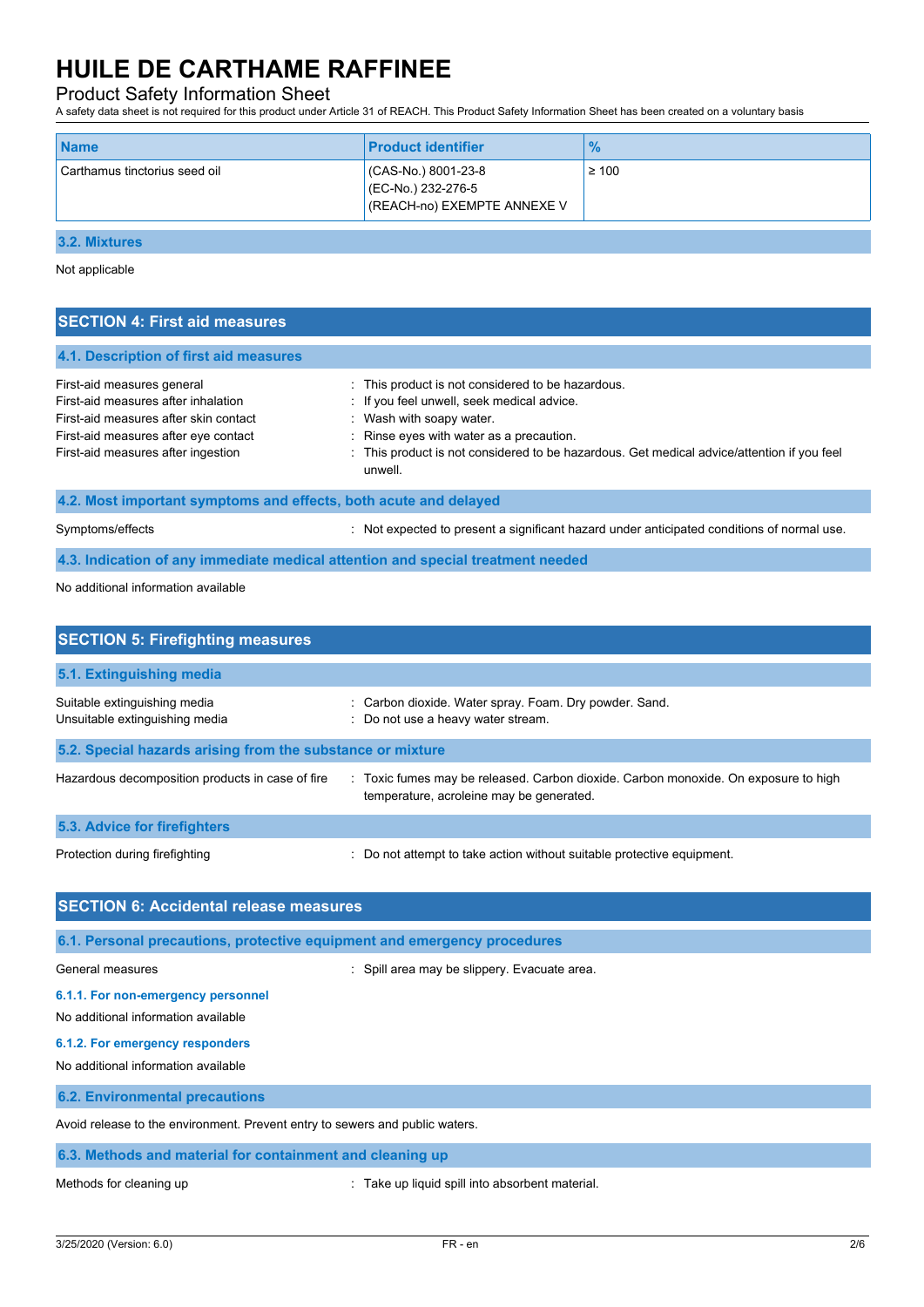# HUILE DE CARTHAME RAFFINEE

Product Safety Information Sheet

A safety data sheet is not required for this product under Article 31 of REACH. This Product Safety Information Sheet has been created on a voluntary basis

| Name | Product identifier | % |
|---|---|---|
| Carthamus tinctorius seed oil | (CAS-No.) 8001-23-8<br>(EC-No.) 232-276-5<br>(REACH-no) EXEMPTE ANNEXE V | ≥ 100 |

### 3.2. Mixtures

Not applicable

## SECTION 4: First aid measures

### 4.1. Description of first aid measures

First-aid measures general : This product is not considered to be hazardous.

First-aid measures after inhalation : If you feel unwell, seek medical advice.

First-aid measures after skin contact : Wash with soapy water.

First-aid measures after eye contact : Rinse eyes with water as a precaution.

First-aid measures after ingestion : This product is not considered to be hazardous. Get medical advice/attention if you feel unwell.

### 4.2. Most important symptoms and effects, both acute and delayed

Symptoms/effects : Not expected to present a significant hazard under anticipated conditions of normal use.

### 4.3. Indication of any immediate medical attention and special treatment needed

No additional information available

## SECTION 5: Firefighting measures

### 5.1. Extinguishing media

Suitable extinguishing media : Carbon dioxide. Water spray. Foam. Dry powder. Sand.

Unsuitable extinguishing media : Do not use a heavy water stream.

### 5.2. Special hazards arising from the substance or mixture

Hazardous decomposition products in case of fire : Toxic fumes may be released. Carbon dioxide. Carbon monoxide. On exposure to high temperature, acroleine may be generated.

### 5.3. Advice for firefighters

Protection during firefighting : Do not attempt to take action without suitable protective equipment.

## SECTION 6: Accidental release measures

### 6.1. Personal precautions, protective equipment and emergency procedures

General measures : Spill area may be slippery. Evacuate area.

#### 6.1.1. For non-emergency personnel

No additional information available

#### 6.1.2. For emergency responders

No additional information available

### 6.2. Environmental precautions

Avoid release to the environment. Prevent entry to sewers and public waters.

### 6.3. Methods and material for containment and cleaning up

Methods for cleaning up : Take up liquid spill into absorbent material.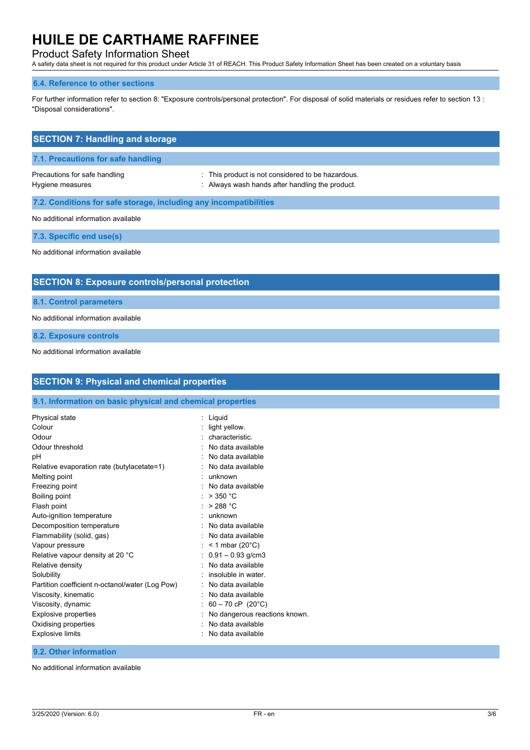### 6.4. Reference to other sections

For further information refer to section 8: "Exposure controls/personal protection". For disposal of solid materials or residues refer to section 13 : "Disposal considerations".

## SECTION 7: Handling and storage

### 7.1. Precautions for safe handling

| | |
|---|---|
| Precautions for safe handling | : This product is not considered to be hazardous. |
| Hygiene measures | : Always wash hands after handling the product. |

### 7.2. Conditions for safe storage, including any incompatibilities

No additional information available

### 7.3. Specific end use(s)

No additional information available

## SECTION 8: Exposure controls/personal protection

### 8.1. Control parameters

No additional information available

### 8.2. Exposure controls

No additional information available

## SECTION 9: Physical and chemical properties

### 9.1. Information on basic physical and chemical properties

| | |
|---|---|
| Physical state | : Liquid |
| Colour | : light yellow. |
| Odour | : characteristic. |
| Odour threshold | : No data available |
| pH | : No data available |
| Relative evaporation rate (butylacetate=1) | : No data available |
| Melting point | : unknown |
| Freezing point | : No data available |
| Boiling point | : > 350 °C |
| Flash point | : > 288 °C |
| Auto-ignition temperature | : unknown |
| Decomposition temperature | : No data available |
| Flammability (solid, gas) | : No data available |
| Vapour pressure | : < 1 mbar (20°C) |
| Relative vapour density at 20 °C | : 0.91 – 0.93 g/cm3 |
| Relative density | : No data available |
| Solubility | : insoluble in water. |
| Partition coefficient n-octanol/water (Log Pow) | : No data available |
| Viscosity, kinematic | : No data available |
| Viscosity, dynamic | : 60 – 70 cP (20°C) |
| Explosive properties | : No dangerous reactions known. |
| Oxidising properties | : No data available |
| Explosive limits | : No data available |

### 9.2. Other information

No additional information available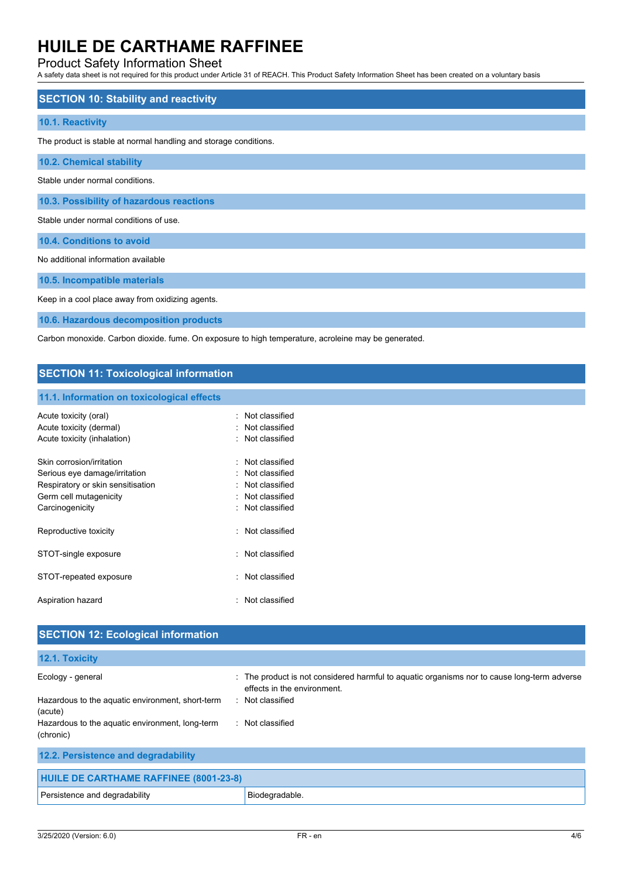# HUILE DE CARTHAME RAFFINEE

Product Safety Information Sheet

A safety data sheet is not required for this product under Article 31 of REACH. This Product Safety Information Sheet has been created on a voluntary basis

## SECTION 10: Stability and reactivity

### 10.1. Reactivity

The product is stable at normal handling and storage conditions.

### 10.2. Chemical stability

Stable under normal conditions.

### 10.3. Possibility of hazardous reactions

Stable under normal conditions of use.

### 10.4. Conditions to avoid

No additional information available

### 10.5. Incompatible materials

Keep in a cool place away from oxidizing agents.

### 10.6. Hazardous decomposition products

Carbon monoxide. Carbon dioxide. fume. On exposure to high temperature, acroleine may be generated.

## SECTION 11: Toxicological information

### 11.1. Information on toxicological effects

Acute toxicity (oral) : Not classified
Acute toxicity (dermal) : Not classified
Acute toxicity (inhalation) : Not classified

Skin corrosion/irritation : Not classified
Serious eye damage/irritation : Not classified
Respiratory or skin sensitisation : Not classified
Germ cell mutagenicity : Not classified
Carcinogenicity : Not classified

Reproductive toxicity : Not classified

STOT-single exposure : Not classified

STOT-repeated exposure : Not classified

Aspiration hazard : Not classified

## SECTION 12: Ecological information

### 12.1. Toxicity

Ecology - general : The product is not considered harmful to aquatic organisms nor to cause long-term adverse effects in the environment.
Hazardous to the aquatic environment, short-term (acute) : Not classified
Hazardous to the aquatic environment, long-term (chronic) : Not classified

### 12.2. Persistence and degradability

| HUILE DE CARTHAME RAFFINEE (8001-23-8) | |
|---|---|
| Persistence and degradability | Biodegradable. |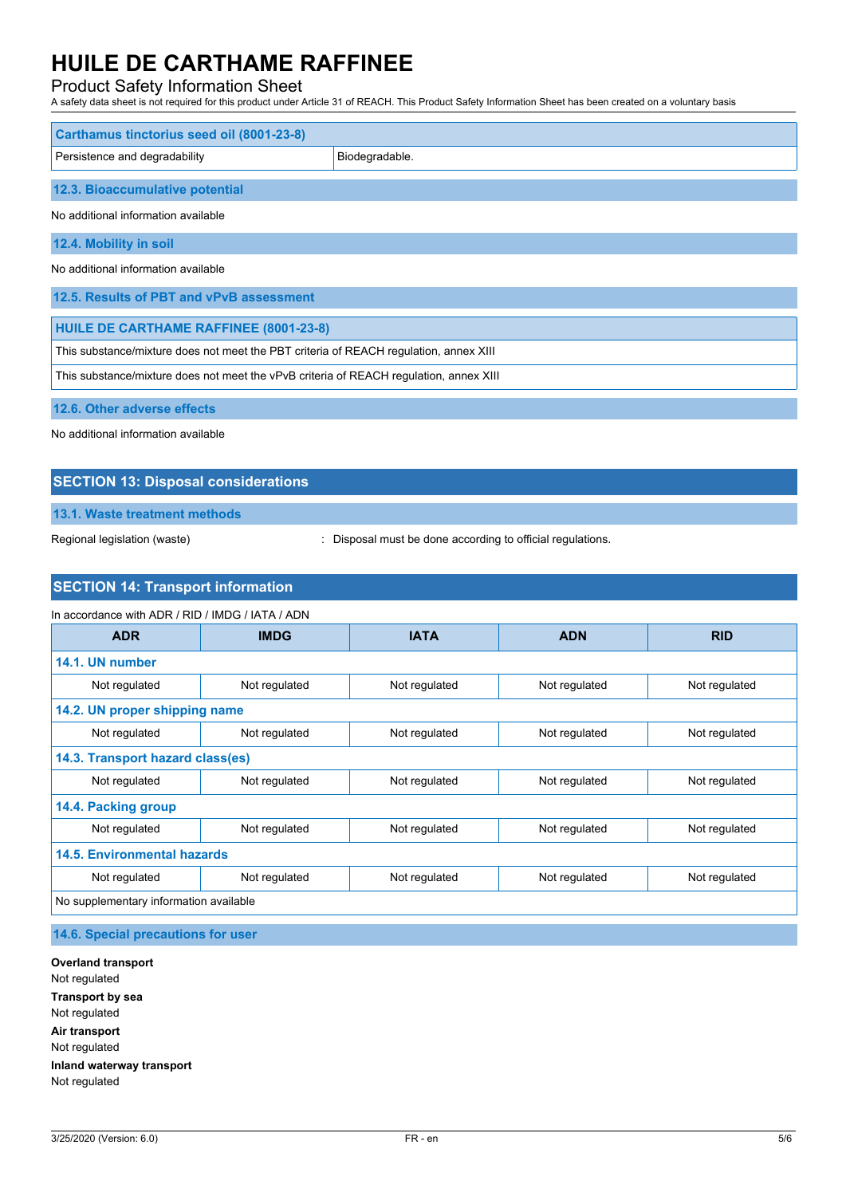| Carthamus tinctorius seed oil (8001-23-8) | |
|---|---|
| Persistence and degradability | Biodegradable. |

### 12.3. Bioaccumulative potential

No additional information available

### 12.4. Mobility in soil

No additional information available

### 12.5. Results of PBT and vPvB assessment

| HUILE DE CARTHAME RAFFINEE (8001-23-8) |
|---|
| This substance/mixture does not meet the PBT criteria of REACH regulation, annex XIII |
| This substance/mixture does not meet the vPvB criteria of REACH regulation, annex XIII |

### 12.6. Other adverse effects

No additional information available

## SECTION 13: Disposal considerations

### 13.1. Waste treatment methods

Regional legislation (waste) : Disposal must be done according to official regulations.

## SECTION 14: Transport information

In accordance with ADR / RID / IMDG / IATA / ADN

| ADR | IMDG | IATA | ADN | RID |
|---|---|---|---|---|
| **14.1. UN number** | | | | |
| Not regulated | Not regulated | Not regulated | Not regulated | Not regulated |
| **14.2. UN proper shipping name** | | | | |
| Not regulated | Not regulated | Not regulated | Not regulated | Not regulated |
| **14.3. Transport hazard class(es)** | | | | |
| Not regulated | Not regulated | Not regulated | Not regulated | Not regulated |
| **14.4. Packing group** | | | | |
| Not regulated | Not regulated | Not regulated | Not regulated | Not regulated |
| **14.5. Environmental hazards** | | | | |
| Not regulated | Not regulated | Not regulated | Not regulated | Not regulated |
| No supplementary information available | | | | |

### 14.6. Special precautions for user

**Overland transport**
Not regulated

**Transport by sea**
Not regulated

**Air transport**
Not regulated

**Inland waterway transport**
Not regulated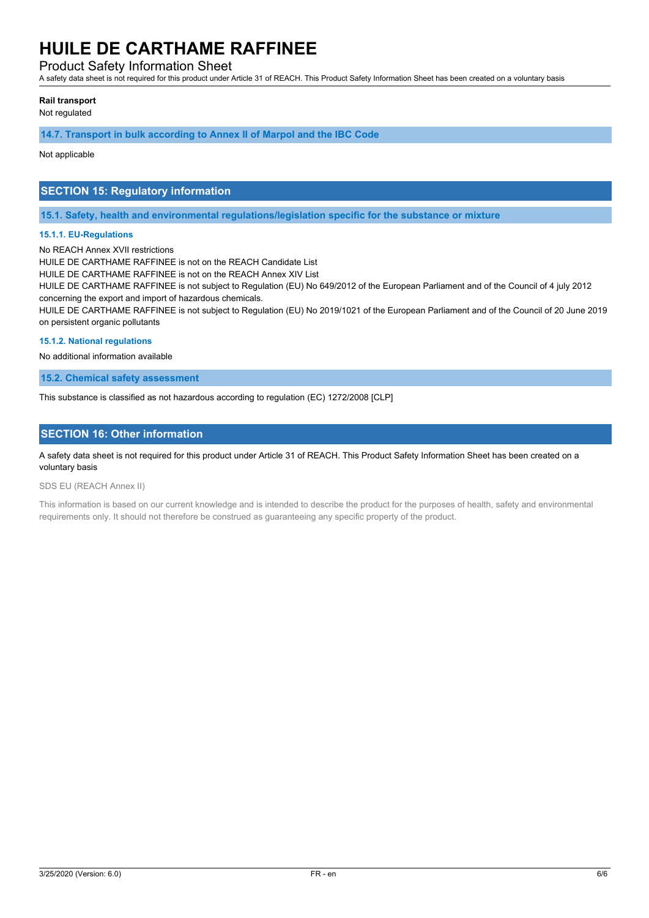**Rail transport**

Not regulated

### 14.7. Transport in bulk according to Annex II of Marpol and the IBC Code

Not applicable

## SECTION 15: Regulatory information

### 15.1. Safety, health and environmental regulations/legislation specific for the substance or mixture

#### 15.1.1. EU-Regulations

No REACH Annex XVII restrictions

HUILE DE CARTHAME RAFFINEE is not on the REACH Candidate List

HUILE DE CARTHAME RAFFINEE is not on the REACH Annex XIV List

HUILE DE CARTHAME RAFFINEE is not subject to Regulation (EU) No 649/2012 of the European Parliament and of the Council of 4 july 2012 concerning the export and import of hazardous chemicals.

HUILE DE CARTHAME RAFFINEE is not subject to Regulation (EU) No 2019/1021 of the European Parliament and of the Council of 20 June 2019 on persistent organic pollutants

#### 15.1.2. National regulations

No additional information available

### 15.2. Chemical safety assessment

This substance is classified as not hazardous according to regulation (EC) 1272/2008 [CLP]

## SECTION 16: Other information

A safety data sheet is not required for this product under Article 31 of REACH. This Product Safety Information Sheet has been created on a voluntary basis

SDS EU (REACH Annex II)

This information is based on our current knowledge and is intended to describe the product for the purposes of health, safety and environmental requirements only. It should not therefore be construed as guaranteeing any specific property of the product.